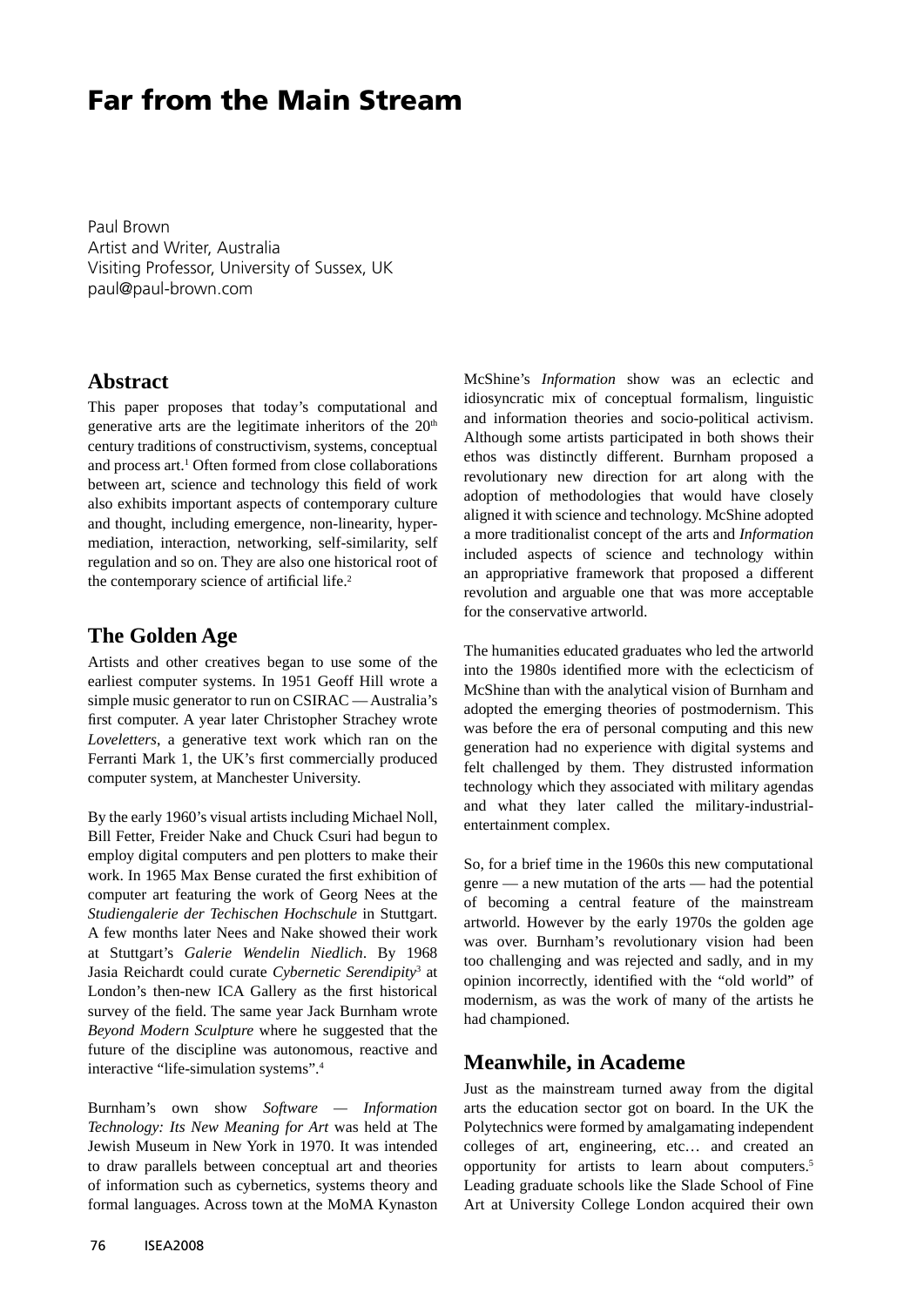# Far from the Main Stream

Paul Brown
Artist and Writer, Australia
Visiting Professor, University of Sussex, UK
paul@paul-brown.com

## Abstract

This paper proposes that today's computational and generative arts are the legitimate inheritors of the 20th century traditions of constructivism, systems, conceptual and process art.[1] Often formed from close collaborations between art, science and technology this field of work also exhibits important aspects of contemporary culture and thought, including emergence, non-linearity, hyper-mediation, interaction, networking, self-similarity, self regulation and so on. They are also one historical root of the contemporary science of artificial life.[2]

## The Golden Age

Artists and other creatives began to use some of the earliest computer systems. In 1951 Geoff Hill wrote a simple music generator to run on CSIRAC — Australia's first computer. A year later Christopher Strachey wrote *Loveletters*, a generative text work which ran on the Ferranti Mark 1, the UK's first commercially produced computer system, at Manchester University.

By the early 1960's visual artists including Michael Noll, Bill Fetter, Freider Nake and Chuck Csuri had begun to employ digital computers and pen plotters to make their work. In 1965 Max Bense curated the first exhibition of computer art featuring the work of Georg Nees at the *Studiengalerie der Techischen Hochschule* in Stuttgart. A few months later Nees and Nake showed their work at Stuttgart's *Galerie Wendelin Niedlich*. By 1968 Jasia Reichardt could curate *Cybernetic Serendipity*[3] at London's then-new ICA Gallery as the first historical survey of the field. The same year Jack Burnham wrote *Beyond Modern Sculpture* where he suggested that the future of the discipline was autonomous, reactive and interactive "life-simulation systems".[4]

Burnham's own show *Software — Information Technology: Its New Meaning for Art* was held at The Jewish Museum in New York in 1970. It was intended to draw parallels between conceptual art and theories of information such as cybernetics, systems theory and formal languages. Across town at the MoMA Kynaston McShine's *Information* show was an eclectic and idiosyncratic mix of conceptual formalism, linguistic and information theories and socio-political activism. Although some artists participated in both shows their ethos was distinctly different. Burnham proposed a revolutionary new direction for art along with the adoption of methodologies that would have closely aligned it with science and technology. McShine adopted a more traditionalist concept of the arts and *Information* included aspects of science and technology within an appropriative framework that proposed a different revolution and arguable one that was more acceptable for the conservative artworld.

The humanities educated graduates who led the artworld into the 1980s identified more with the eclecticism of McShine than with the analytical vision of Burnham and adopted the emerging theories of postmodernism. This was before the era of personal computing and this new generation had no experience with digital systems and felt challenged by them. They distrusted information technology which they associated with military agendas and what they later called the military-industrial-entertainment complex.

So, for a brief time in the 1960s this new computational genre — a new mutation of the arts — had the potential of becoming a central feature of the mainstream artworld. However by the early 1970s the golden age was over. Burnham's revolutionary vision had been too challenging and was rejected and sadly, and in my opinion incorrectly, identified with the "old world" of modernism, as was the work of many of the artists he had championed.

## Meanwhile, in Academe

Just as the mainstream turned away from the digital arts the education sector got on board. In the UK the Polytechnics were formed by amalgamating independent colleges of art, engineering, etc… and created an opportunity for artists to learn about computers.[5] Leading graduate schools like the Slade School of Fine Art at University College London acquired their own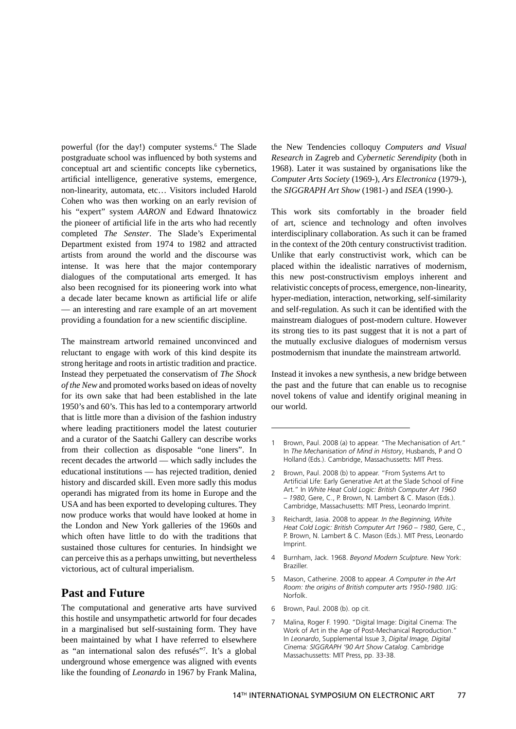powerful (for the day!) computer systems.[6] The Slade postgraduate school was influenced by both systems and conceptual art and scientific concepts like cybernetics, artificial intelligence, generative systems, emergence, non-linearity, automata, etc… Visitors included Harold Cohen who was then working on an early revision of his "expert" system *AARON* and Edward Ihnatowicz the pioneer of artificial life in the arts who had recently completed *The Senster*. The Slade's Experimental Department existed from 1974 to 1982 and attracted artists from around the world and the discourse was intense. It was here that the major contemporary dialogues of the computational arts emerged. It has also been recognised for its pioneering work into what a decade later became known as artificial life or alife — an interesting and rare example of an art movement providing a foundation for a new scientific discipline.

The mainstream artworld remained unconvinced and reluctant to engage with work of this kind despite its strong heritage and roots in artistic tradition and practice. Instead they perpetuated the conservatism of *The Shock of the New* and promoted works based on ideas of novelty for its own sake that had been established in the late 1950's and 60's. This has led to a contemporary artworld that is little more than a division of the fashion industry where leading practitioners model the latest couturier and a curator of the Saatchi Gallery can describe works from their collection as disposable "one liners". In recent decades the artworld — which sadly includes the educational institutions — has rejected tradition, denied history and discarded skill. Even more sadly this modus operandi has migrated from its home in Europe and the USA and has been exported to developing cultures. They now produce works that would have looked at home in the London and New York galleries of the 1960s and which often have little to do with the traditions that sustained those cultures for centuries. In hindsight we can perceive this as a perhaps unwitting, but nevertheless victorious, act of cultural imperialism.

## Past and Future

The computational and generative arts have survived this hostile and unsympathetic artworld for four decades in a marginalised but self-sustaining form. They have been maintained by what I have referred to elsewhere as "an international salon des refusés"[7]. It's a global underground whose emergence was aligned with events like the founding of *Leonardo* in 1967 by Frank Malina, the New Tendencies colloquy *Computers and Visual Research* in Zagreb and *Cybernetic Serendipity* (both in 1968). Later it was sustained by organisations like the *Computer Arts Society* (1969-), *Ars Electronica* (1979-), the *SIGGRAPH Art Show* (1981-) and *ISEA* (1990-).

This work sits comfortably in the broader field of art, science and technology and often involves interdisciplinary collaboration. As such it can be framed in the context of the 20th century constructivist tradition. Unlike that early constructivist work, which can be placed within the idealistic narratives of modernism, this new post-constructivism employs inherent and relativistic concepts of process, emergence, non-linearity, hyper-mediation, interaction, networking, self-similarity and self-regulation. As such it can be identified with the mainstream dialogues of post-modern culture. However its strong ties to its past suggest that it is not a part of the mutually exclusive dialogues of modernism versus postmodernism that inundate the mainstream artworld.

Instead it invokes a new synthesis, a new bridge between the past and the future that can enable us to recognise novel tokens of value and identify original meaning in our world.

---

1 Brown, Paul. 2008 (a) to appear. "The Mechanisation of Art." In *The Mechanisation of Mind in History*, Husbands, P and O Holland (Eds.). Cambridge, Massachussetts: MIT Press.

2 Brown, Paul. 2008 (b) to appear. "From Systems Art to Artificial Life: Early Generative Art at the Slade School of Fine Art." In *White Heat Cold Logic: British Computer Art 1960 – 1980*, Gere, C., P. Brown, N. Lambert & C. Mason (Eds.). Cambridge, Massachussetts: MIT Press, Leonardo Imprint.

3 Reichardt, Jasia. 2008 to appear. *In the Beginning, White Heat Cold Logic: British Computer Art 1960 – 1980*, Gere, C., P. Brown, N. Lambert & C. Mason (Eds.). MIT Press, Leonardo Imprint.

4 Burnham, Jack. 1968. *Beyond Modern Sculpture.* New York: Braziller.

5 Mason, Catherine. 2008 to appear. *A Computer in the Art Room: the origins of British computer arts 1950-1980.* JJG: Norfolk.

6 Brown, Paul. 2008 (b). op cit.

7 Malina, Roger F. 1990. "Digital Image: Digital Cinema: The Work of Art in the Age of Post-Mechanical Reproduction." In *Leonardo*, Supplemental Issue 3, *Digital Image, Digital Cinema: SIGGRAPH '90 Art Show Catalog*. Cambridge Massachussetts: MIT Press, pp. 33-38.